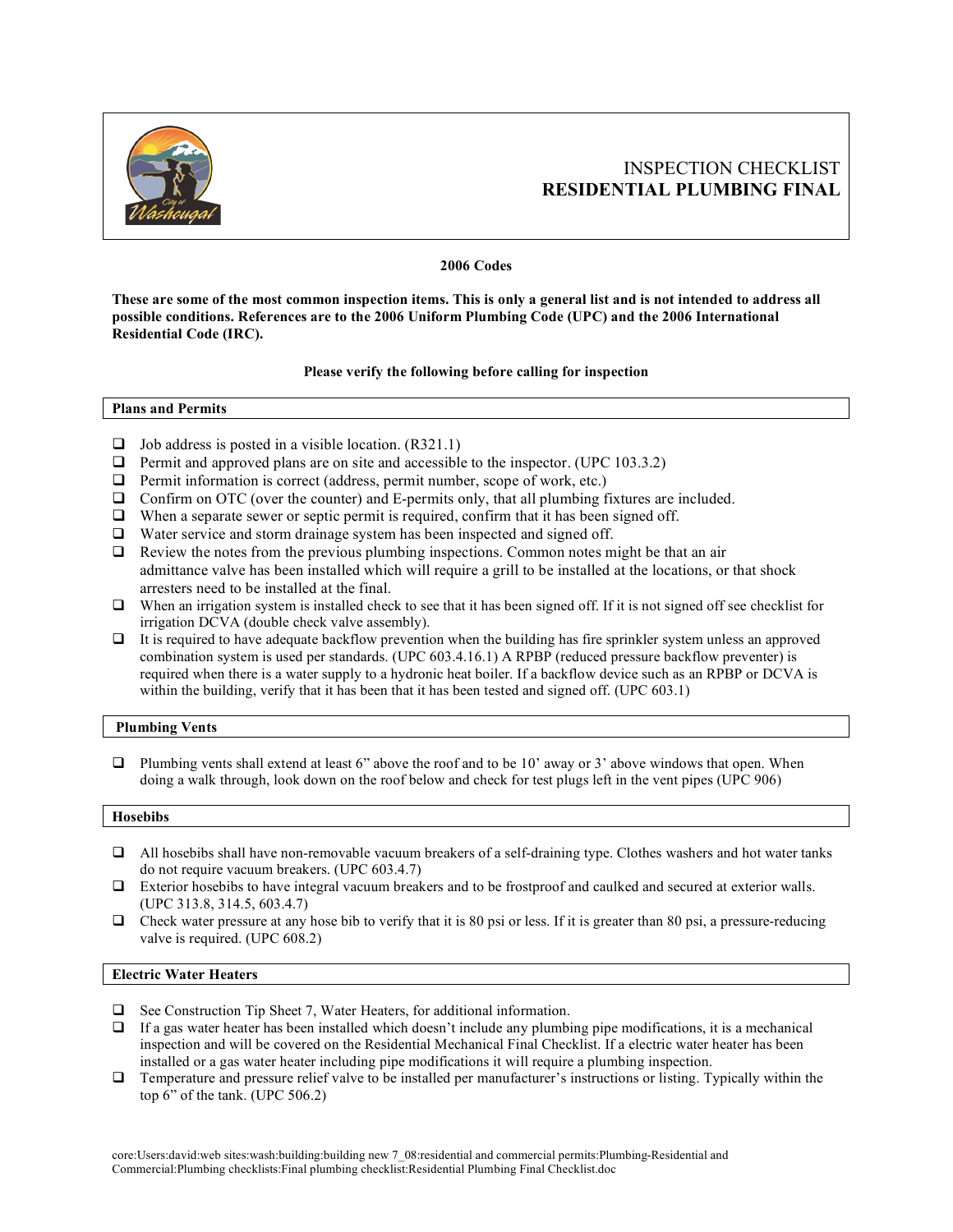# INSPECTION CHECKLIST
# RESIDENTIAL PLUMBING FINAL

**2006 Codes**

**These are some of the most common inspection items. This is only a general list and is not intended to address all possible conditions. References are to the 2006 Uniform Plumbing Code (UPC) and the 2006 International Residential Code (IRC).**

**Please verify the following before calling for inspection**

## Plans and Permits

- ❑ Job address is posted in a visible location. (R321.1)
- ❑ Permit and approved plans are on site and accessible to the inspector. (UPC 103.3.2)
- ❑ Permit information is correct (address, permit number, scope of work, etc.)
- ❑ Confirm on OTC (over the counter) and E-permits only, that all plumbing fixtures are included.
- ❑ When a separate sewer or septic permit is required, confirm that it has been signed off.
- ❑ Water service and storm drainage system has been inspected and signed off.
- ❑ Review the notes from the previous plumbing inspections. Common notes might be that an air admittance valve has been installed which will require a grill to be installed at the locations, or that shock arresters need to be installed at the final.
- ❑ When an irrigation system is installed check to see that it has been signed off. If it is not signed off see checklist for irrigation DCVA (double check valve assembly).
- ❑ It is required to have adequate backflow prevention when the building has fire sprinkler system unless an approved combination system is used per standards. (UPC 603.4.16.1) A RPBP (reduced pressure backflow preventer) is required when there is a water supply to a hydronic heat boiler. If a backflow device such as an RPBP or DCVA is within the building, verify that it has been that it has been tested and signed off. (UPC 603.1)

## Plumbing Vents

- ❑ Plumbing vents shall extend at least 6" above the roof and to be 10' away or 3' above windows that open. When doing a walk through, look down on the roof below and check for test plugs left in the vent pipes (UPC 906)

## Hosebibs

- ❑ All hosebibs shall have non-removable vacuum breakers of a self-draining type. Clothes washers and hot water tanks do not require vacuum breakers. (UPC 603.4.7)
- ❑ Exterior hosebibs to have integral vacuum breakers and to be frostproof and caulked and secured at exterior walls. (UPC 313.8, 314.5, 603.4.7)
- ❑ Check water pressure at any hose bib to verify that it is 80 psi or less. If it is greater than 80 psi, a pressure-reducing valve is required. (UPC 608.2)

## Electric Water Heaters

- ❑ See Construction Tip Sheet 7, Water Heaters, for additional information.
- ❑ If a gas water heater has been installed which doesn't include any plumbing pipe modifications, it is a mechanical inspection and will be covered on the Residential Mechanical Final Checklist. If a electric water heater has been installed or a gas water heater including pipe modifications it will require a plumbing inspection.
- ❑ Temperature and pressure relief valve to be installed per manufacturer's instructions or listing. Typically within the top 6" of the tank. (UPC 506.2)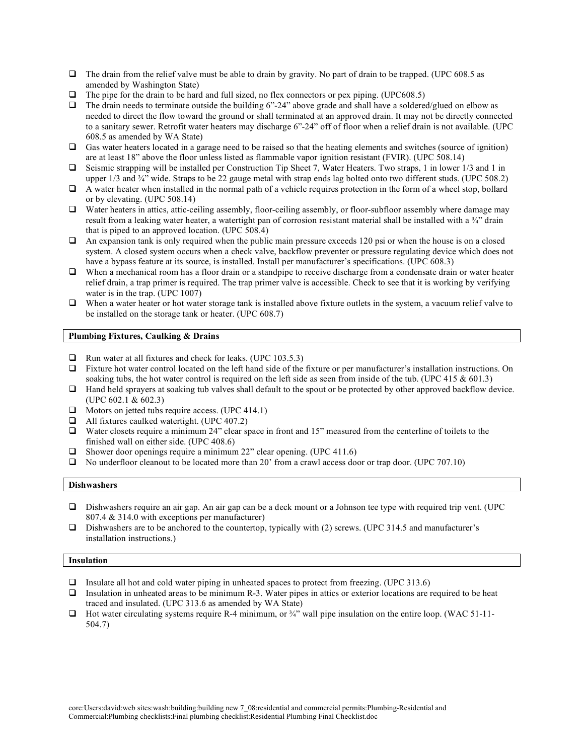- ❑ The drain from the relief valve must be able to drain by gravity. No part of drain to be trapped. (UPC 608.5 as amended by Washington State)
- ❑ The pipe for the drain to be hard and full sized, no flex connectors or pex piping. (UPC608.5)
- ❑ The drain needs to terminate outside the building 6"-24" above grade and shall have a soldered/glued on elbow as needed to direct the flow toward the ground or shall terminated at an approved drain. It may not be directly connected to a sanitary sewer. Retrofit water heaters may discharge 6"-24" off of floor when a relief drain is not available. (UPC 608.5 as amended by WA State)
- ❑ Gas water heaters located in a garage need to be raised so that the heating elements and switches (source of ignition) are at least 18" above the floor unless listed as flammable vapor ignition resistant (FVIR). (UPC 508.14)
- ❑ Seismic strapping will be installed per Construction Tip Sheet 7, Water Heaters. Two straps, 1 in lower 1/3 and 1 in upper 1/3 and ¾" wide. Straps to be 22 gauge metal with strap ends lag bolted onto two different studs. (UPC 508.2)
- ❑ A water heater when installed in the normal path of a vehicle requires protection in the form of a wheel stop, bollard or by elevating. (UPC 508.14)
- ❑ Water heaters in attics, attic-ceiling assembly, floor-ceiling assembly, or floor-subfloor assembly where damage may result from a leaking water heater, a watertight pan of corrosion resistant material shall be installed with a ¾" drain that is piped to an approved location. (UPC 508.4)
- ❑ An expansion tank is only required when the public main pressure exceeds 120 psi or when the house is on a closed system. A closed system occurs when a check valve, backflow preventer or pressure regulating device which does not have a bypass feature at its source, is installed. Install per manufacturer's specifications. (UPC 608.3)
- ❑ When a mechanical room has a floor drain or a standpipe to receive discharge from a condensate drain or water heater relief drain, a trap primer is required. The trap primer valve is accessible. Check to see that it is working by verifying water is in the trap. (UPC 1007)
- ❑ When a water heater or hot water storage tank is installed above fixture outlets in the system, a vacuum relief valve to be installed on the storage tank or heater. (UPC 608.7)

**Plumbing Fixtures, Caulking & Drains**

- ❑ Run water at all fixtures and check for leaks. (UPC 103.5.3)
- ❑ Fixture hot water control located on the left hand side of the fixture or per manufacturer's installation instructions. On soaking tubs, the hot water control is required on the left side as seen from inside of the tub. (UPC 415 & 601.3)
- ❑ Hand held sprayers at soaking tub valves shall default to the spout or be protected by other approved backflow device. (UPC 602.1 & 602.3)
- ❑ Motors on jetted tubs require access. (UPC 414.1)
- ❑ All fixtures caulked watertight. (UPC 407.2)
- ❑ Water closets require a minimum 24" clear space in front and 15" measured from the centerline of toilets to the finished wall on either side. (UPC 408.6)
- ❑ Shower door openings require a minimum 22" clear opening. (UPC 411.6)
- ❑ No underfloor cleanout to be located more than 20' from a crawl access door or trap door. (UPC 707.10)

**Dishwashers**

- ❑ Dishwashers require an air gap. An air gap can be a deck mount or a Johnson tee type with required trip vent. (UPC 807.4 & 314.0 with exceptions per manufacturer)
- ❑ Dishwashers are to be anchored to the countertop, typically with (2) screws. (UPC 314.5 and manufacturer's installation instructions.)

**Insulation**

- ❑ Insulate all hot and cold water piping in unheated spaces to protect from freezing. (UPC 313.6)
- ❑ Insulation in unheated areas to be minimum R-3. Water pipes in attics or exterior locations are required to be heat traced and insulated. (UPC 313.6 as amended by WA State)
- ❑ Hot water circulating systems require R-4 minimum, or ¾" wall pipe insulation on the entire loop. (WAC 51-11-504.7)

core:Users:david:web sites:wash:building:building new 7_08:residential and commercial permits:Plumbing-Residential and Commercial:Plumbing checklists:Final plumbing checklist:Residential Plumbing Final Checklist.doc